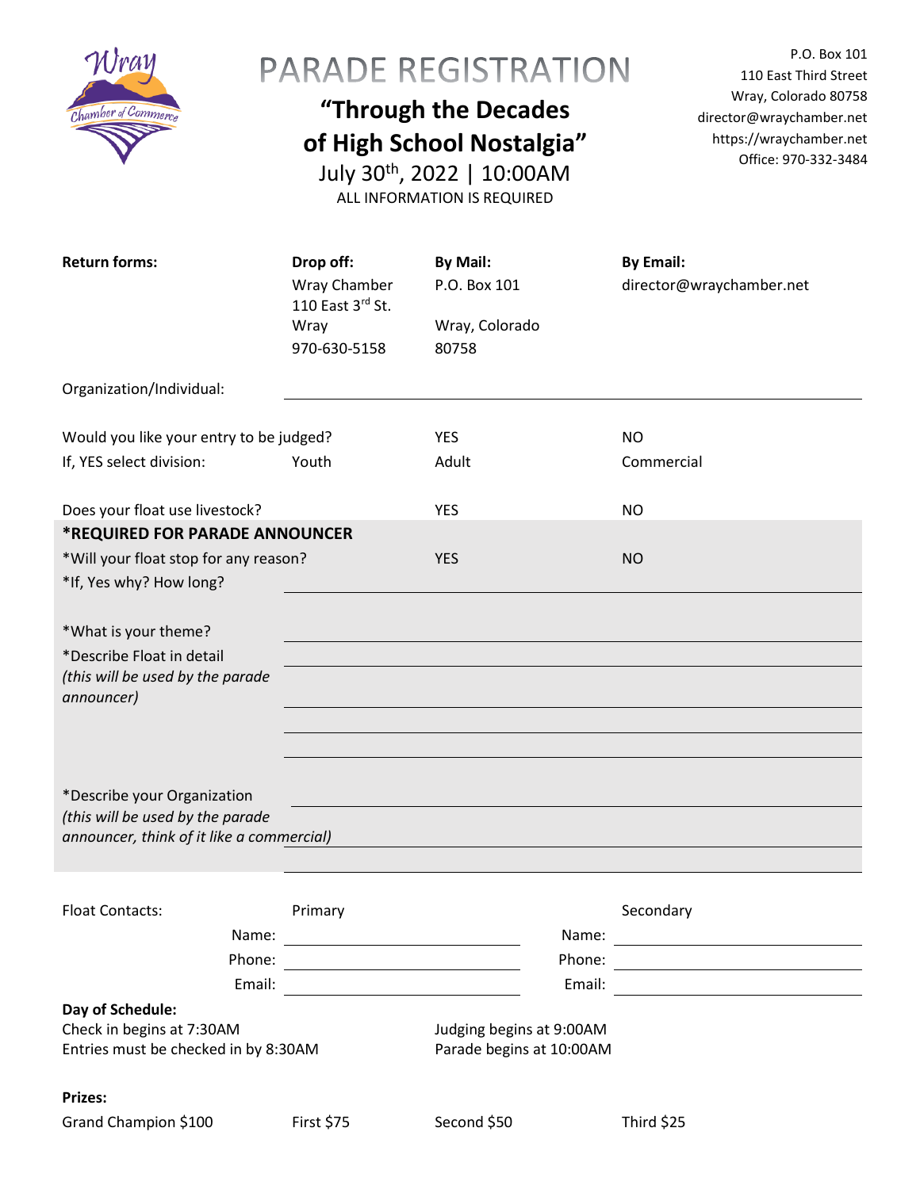# PARADE REGISTRATION

## "Through the Decades of High School Nostalgia"

July 30th, 2022 | 10:00AM

ALL INFORMATION IS REQUIRED

P.O. Box 101
110 East Third Street
Wray, Colorado 80758
director@wraychamber.net
https://wraychamber.net
Office: 970-332-3484

| **Return forms:** | **Drop off:** | **By Mail:** | **By Email:** |
|---|---|---|---|
| | Wray Chamber<br>110 East 3rd St.<br>Wray<br>970-630-5158 | P.O. Box 101<br><br>Wray, Colorado<br>80758 | director@wraychamber.net |

Organization/Individual: ______________________________

Would you like your entry to be judged? YES NO

If, YES select division: Youth Adult Commercial

Does your float use livestock? YES NO

**\*REQUIRED FOR PARADE ANNOUNCER**

\*Will your float stop for any reason? YES NO

\*If, Yes why? How long? ______________________________

\*What is your theme? ______________________________

\*Describe Float in detail
*(this will be used by the parade announcer)* ______________________________

\*Describe your Organization
*(this will be used by the parade announcer, think of it like a commercial)* ______________________________

Float Contacts:

| | Primary | | Secondary |
|---|---|---|---|
| Name: | | Name: | |
| Phone: | | Phone: | |
| Email: | | Email: | |

**Day of Schedule:**

Check in begins at 7:30AM
Entries must be checked in by 8:30AM
Judging begins at 9:00AM
Parade begins at 10:00AM

**Prizes:**

Grand Champion $100 First $75 Second $50 Third $25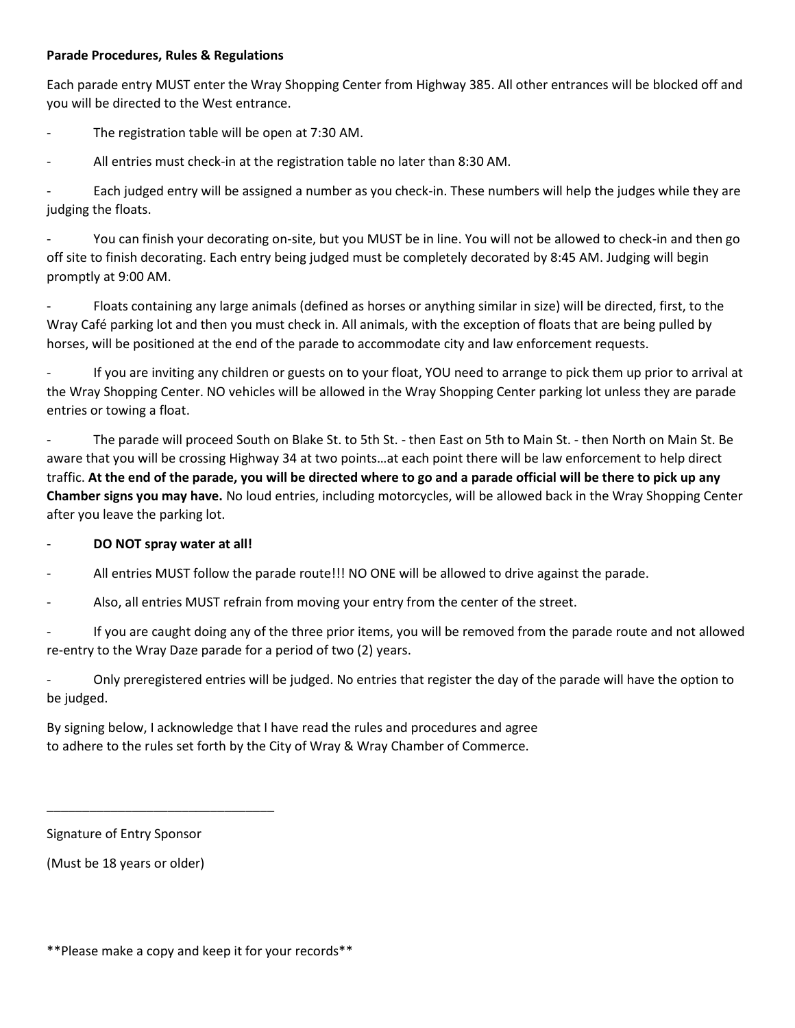**Parade Procedures, Rules & Regulations**

Each parade entry MUST enter the Wray Shopping Center from Highway 385. All other entrances will be blocked off and you will be directed to the West entrance.

- The registration table will be open at 7:30 AM.
- All entries must check-in at the registration table no later than 8:30 AM.
- Each judged entry will be assigned a number as you check-in. These numbers will help the judges while they are judging the floats.
- You can finish your decorating on-site, but you MUST be in line. You will not be allowed to check-in and then go off site to finish decorating. Each entry being judged must be completely decorated by 8:45 AM. Judging will begin promptly at 9:00 AM.
- Floats containing any large animals (defined as horses or anything similar in size) will be directed, first, to the Wray Café parking lot and then you must check in. All animals, with the exception of floats that are being pulled by horses, will be positioned at the end of the parade to accommodate city and law enforcement requests.
- If you are inviting any children or guests on to your float, YOU need to arrange to pick them up prior to arrival at the Wray Shopping Center. NO vehicles will be allowed in the Wray Shopping Center parking lot unless they are parade entries or towing a float.
- The parade will proceed South on Blake St. to 5th St. - then East on 5th to Main St. - then North on Main St. Be aware that you will be crossing Highway 34 at two points…at each point there will be law enforcement to help direct traffic. **At the end of the parade, you will be directed where to go and a parade official will be there to pick up any Chamber signs you may have.** No loud entries, including motorcycles, will be allowed back in the Wray Shopping Center after you leave the parking lot.
- **DO NOT spray water at all!**
- All entries MUST follow the parade route!!! NO ONE will be allowed to drive against the parade.
- Also, all entries MUST refrain from moving your entry from the center of the street.
- If you are caught doing any of the three prior items, you will be removed from the parade route and not allowed re-entry to the Wray Daze parade for a period of two (2) years.
- Only preregistered entries will be judged. No entries that register the day of the parade will have the option to be judged.

By signing below, I acknowledge that I have read the rules and procedures and agree to adhere to the rules set forth by the City of Wray & Wray Chamber of Commerce.

_________________________________

Signature of Entry Sponsor

(Must be 18 years or older)

**Please make a copy and keep it for your records**